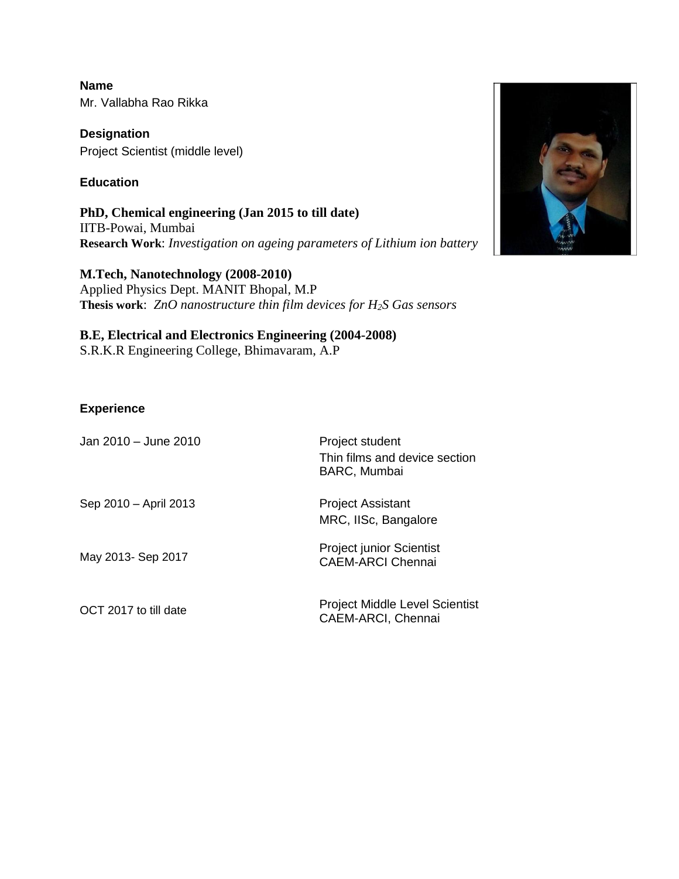**Name**
Mr. Vallabha Rao Rikka

**Designation**
Project Scientist (middle level)

**Education**

**PhD, Chemical engineering (Jan 2015 to till date)**
IITB-Powai, Mumbai
**Research Work**: *Investigation on ageing parameters of Lithium ion battery*

**M.Tech, Nanotechnology (2008-2010)**
Applied Physics Dept. MANIT Bhopal, M.P
**Thesis work**: *ZnO nanostructure thin film devices for $H_2S$ Gas sensors*

**B.E, Electrical and Electronics Engineering (2004-2008)**
S.R.K.R Engineering College, Bhimavaram, A.P

**Experience**

| | |
|---|---|
| Jan 2010 – June 2010 | Project student<br>Thin films and device section<br>BARC, Mumbai |
| Sep 2010 – April 2013 | Project Assistant<br>MRC, IISc, Bangalore |
| May 2013- Sep 2017 | Project junior Scientist<br>CAEM-ARCI Chennai |
| OCT 2017 to till date | Project Middle Level Scientist<br>CAEM-ARCI, Chennai |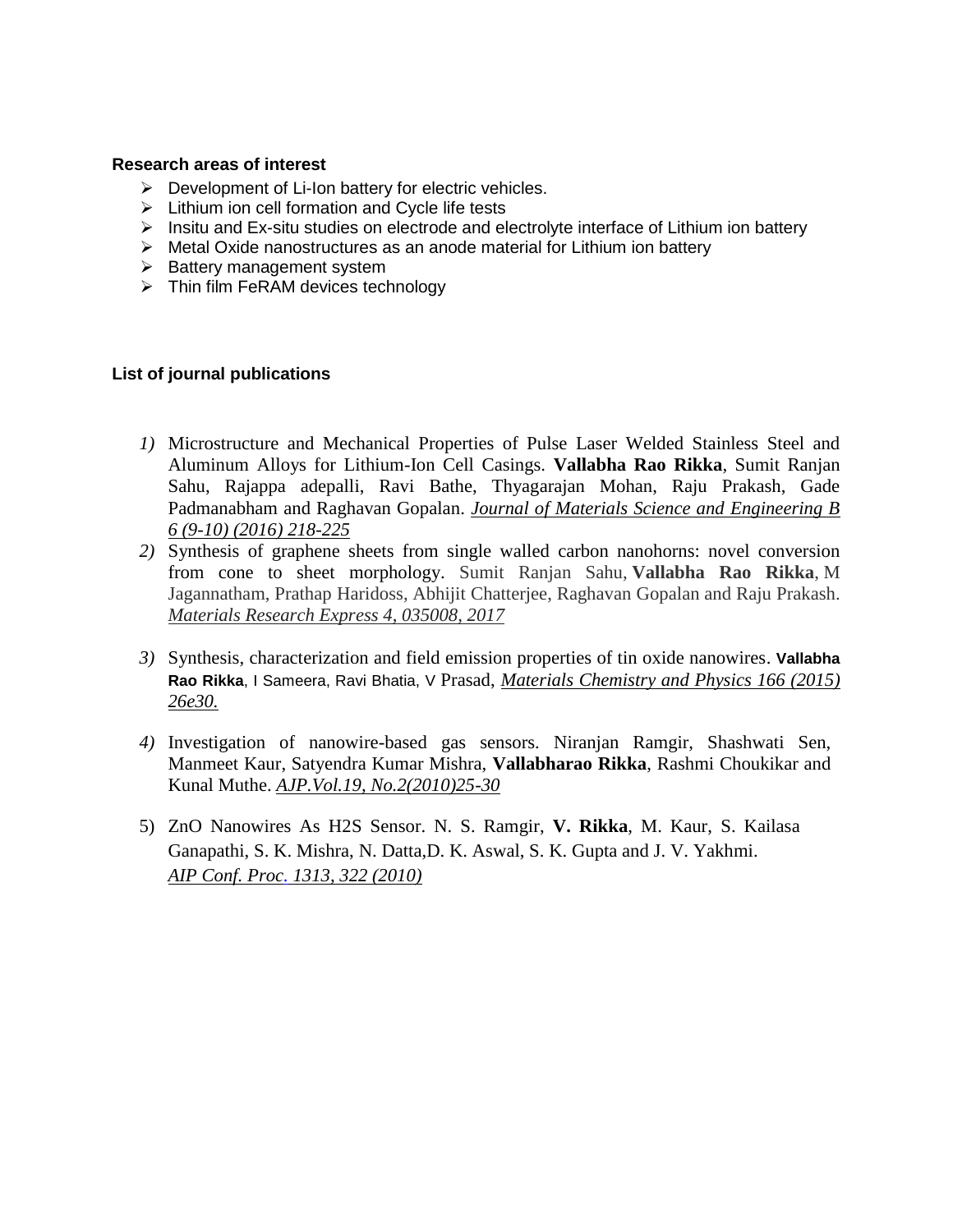**Research areas of interest**

- Development of Li-Ion battery for electric vehicles.
- Lithium ion cell formation and Cycle life tests
- Insitu and Ex-situ studies on electrode and electrolyte interface of Lithium ion battery
- Metal Oxide nanostructures as an anode material for Lithium ion battery
- Battery management system
- Thin film FeRAM devices technology

**List of journal publications**

1) Microstructure and Mechanical Properties of Pulse Laser Welded Stainless Steel and Aluminum Alloys for Lithium-Ion Cell Casings. **Vallabha Rao Rikka**, Sumit Ranjan Sahu, Rajappa adepalli, Ravi Bathe, Thyagarajan Mohan, Raju Prakash, Gade Padmanabham and Raghavan Gopalan. *Journal of Materials Science and Engineering B 6 (9-10) (2016) 218-225*
2) Synthesis of graphene sheets from single walled carbon nanohorns: novel conversion from cone to sheet morphology. Sumit Ranjan Sahu, **Vallabha Rao Rikka**, M Jagannatham, Prathap Haridoss, Abhijit Chatterjee, Raghavan Gopalan and Raju Prakash. *Materials Research Express 4, 035008, 2017*
3) Synthesis, characterization and field emission properties of tin oxide nanowires. **Vallabha Rao Rikka**, I Sameera, Ravi Bhatia, V Prasad, *Materials Chemistry and Physics 166 (2015) 26e30.*
4) Investigation of nanowire-based gas sensors. Niranjan Ramgir, Shashwati Sen, Manmeet Kaur, Satyendra Kumar Mishra, **Vallabharao Rikka**, Rashmi Choukikar and Kunal Muthe. *AJP.Vol.19, No.2(2010)25-30*
5) ZnO Nanowires As H2S Sensor. N. S. Ramgir, **V. Rikka**, M. Kaur, S. Kailasa Ganapathi, S. K. Mishra, N. Datta,D. K. Aswal, S. K. Gupta and J. V. Yakhmi. *AIP Conf. Proc. 1313, 322 (2010)*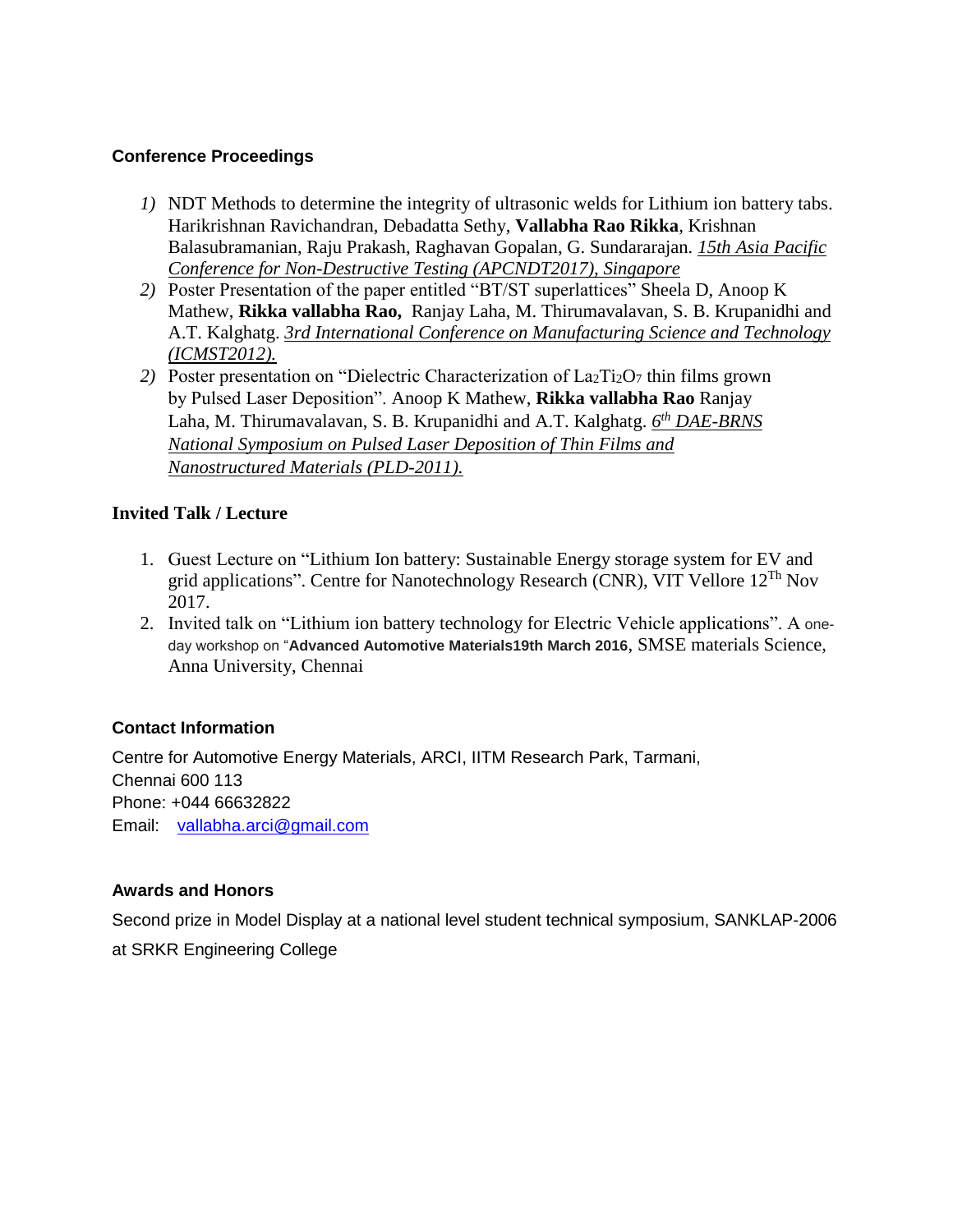### Conference Proceedings

1) NDT Methods to determine the integrity of ultrasonic welds for Lithium ion battery tabs. Harikrishnan Ravichandran, Debadatta Sethy, **Vallabha Rao Rikka**, Krishnan Balasubramanian, Raju Prakash, Raghavan Gopalan, G. Sundararajan. *15th Asia Pacific Conference for Non-Destructive Testing (APCNDT2017), Singapore*
2) Poster Presentation of the paper entitled "BT/ST superlattices" Sheela D, Anoop K Mathew, **Rikka vallabha Rao,** Ranjay Laha, M. Thirumavalavan, S. B. Krupanidhi and A.T. Kalghatg. *3rd International Conference on Manufacturing Science and Technology (ICMST2012).*
2) Poster presentation on "Dielectric Characterization of $La_2Ti_2O_7$ thin films grown by Pulsed Laser Deposition". Anoop K Mathew, **Rikka vallabha Rao** Ranjay Laha, M. Thirumavalavan, S. B. Krupanidhi and A.T. Kalghatg. *6th DAE-BRNS National Symposium on Pulsed Laser Deposition of Thin Films and Nanostructured Materials (PLD-2011).*

### Invited Talk / Lecture

1. Guest Lecture on "Lithium Ion battery: Sustainable Energy storage system for EV and grid applications". Centre for Nanotechnology Research (CNR), VIT Vellore 12Th Nov 2017.
2. Invited talk on "Lithium ion battery technology for Electric Vehicle applications". A one-day workshop on "**Advanced Automotive Materials19th March 2016**, SMSE materials Science, Anna University, Chennai

### Contact Information

Centre for Automotive Energy Materials, ARCI, IITM Research Park, Tarmani,
Chennai 600 113
Phone: +044 66632822
Email: vallabha.arci@gmail.com

### Awards and Honors

Second prize in Model Display at a national level student technical symposium, SANKLAP-2006 at SRKR Engineering College